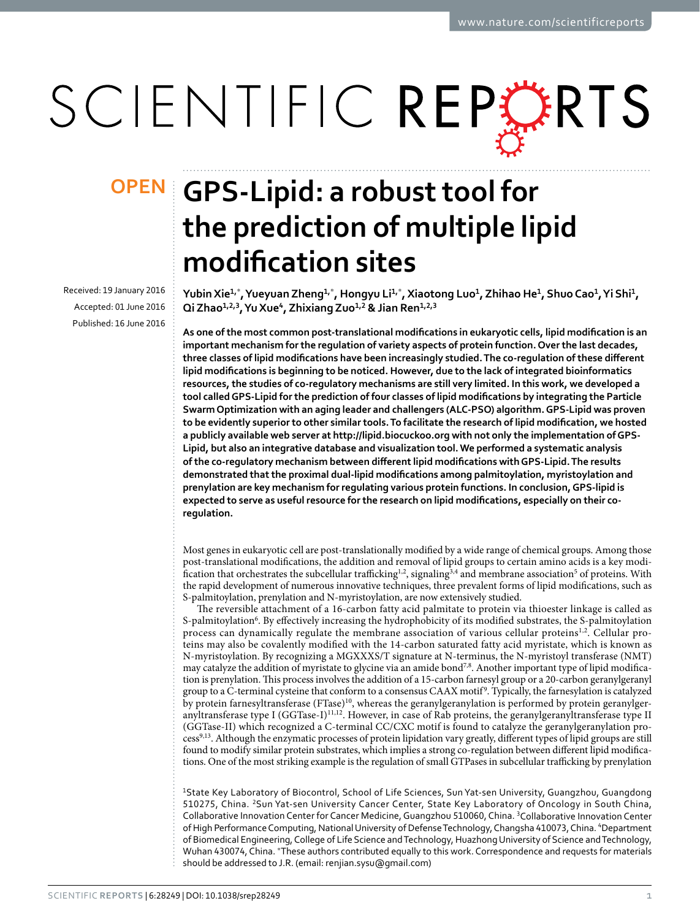OPEN

# GPS-Lipid: a robust tool for the prediction of multiple lipid modification sites

Received: 19 January 2016

Accepted: 01 June 2016

Published: 16 June 2016

Yubin Xie[1,*], Yueyuan Zheng[1,*], Hongyu Li[1,*], Xiaotong Luo[1], Zhihao He[1], Shuo Cao[1], Yi Shi[1], Qi Zhao[1,2,3], Yu Xue[4], Zhixiang Zuo[1,2] & Jian Ren[1,2,3]

**As one of the most common post-translational modifications in eukaryotic cells, lipid modification is an important mechanism for the regulation of variety aspects of protein function. Over the last decades, three classes of lipid modifications have been increasingly studied. The co-regulation of these different lipid modifications is beginning to be noticed. However, due to the lack of integrated bioinformatics resources, the studies of co-regulatory mechanisms are still very limited. In this work, we developed a tool called GPS-Lipid for the prediction of four classes of lipid modifications by integrating the Particle Swarm Optimization with an aging leader and challengers (ALC-PSO) algorithm. GPS-Lipid was proven to be evidently superior to other similar tools. To facilitate the research of lipid modification, we hosted a publicly available web server at http://lipid.biocuckoo.org with not only the implementation of GPS-Lipid, but also an integrative database and visualization tool. We performed a systematic analysis of the co-regulatory mechanism between different lipid modifications with GPS-Lipid. The results demonstrated that the proximal dual-lipid modifications among palmitoylation, myristoylation and prenylation are key mechanism for regulating various protein functions. In conclusion, GPS-lipid is expected to serve as useful resource for the research on lipid modifications, especially on their co-regulation.**

Most genes in eukaryotic cell are post-translationally modified by a wide range of chemical groups. Among those post-translational modifications, the addition and removal of lipid groups to certain amino acids is a key modification that orchestrates the subcellular trafficking[1,2], signaling[3,4] and membrane association[5] of proteins. With the rapid development of numerous innovative techniques, three prevalent forms of lipid modifications, such as S-palmitoylation, prenylation and N-myristoylation, are now extensively studied.

The reversible attachment of a 16-carbon fatty acid palmitate to protein via thioester linkage is called as S-palmitoylation[6]. By effectively increasing the hydrophobicity of its modified substrates, the S-palmitoylation process can dynamically regulate the membrane association of various cellular proteins[1,2]. Cellular proteins may also be covalently modified with the 14-carbon saturated fatty acid myristate, which is known as N-myristoylation. By recognizing a MGXXXS/T signature at N-terminus, the N-myristoyl transferase (NMT) may catalyze the addition of myristate to glycine via an amide bond[7,8]. Another important type of lipid modification is prenylation. This process involves the addition of a 15-carbon farnesyl group or a 20-carbon geranylgeranyl group to a C-terminal cysteine that conform to a consensus CAAX motif[9]. Typically, the farnesylation is catalyzed by protein farnesyltransferase (FTase)[10], whereas the geranylgeranylation is performed by protein geranylgeranyltransferase type I (GGTase-I)[11,12]. However, in case of Rab proteins, the geranylgeranyltransferase type II (GGTase-II) which recognized a C-terminal CC/CXC motif is found to catalyze the geranylgeranylation process[9,13]. Although the enzymatic processes of protein lipidation vary greatly, different types of lipid groups are still found to modify similar protein substrates, which implies a strong co-regulation between different lipid modifications. One of the most striking example is the regulation of small GTPases in subcellular trafficking by prenylation

[1]State Key Laboratory of Biocontrol, School of Life Sciences, Sun Yat-sen University, Guangzhou, Guangdong 510275, China. [2]Sun Yat-sen University Cancer Center, State Key Laboratory of Oncology in South China, Collaborative Innovation Center for Cancer Medicine, Guangzhou 510060, China. [3]Collaborative Innovation Center of High Performance Computing, National University of Defense Technology, Changsha 410073, China. [4]Department of Biomedical Engineering, College of Life Science and Technology, Huazhong University of Science and Technology, Wuhan 430074, China. *These authors contributed equally to this work. Correspondence and requests for materials should be addressed to J.R. (email: renjian.sysu@gmail.com)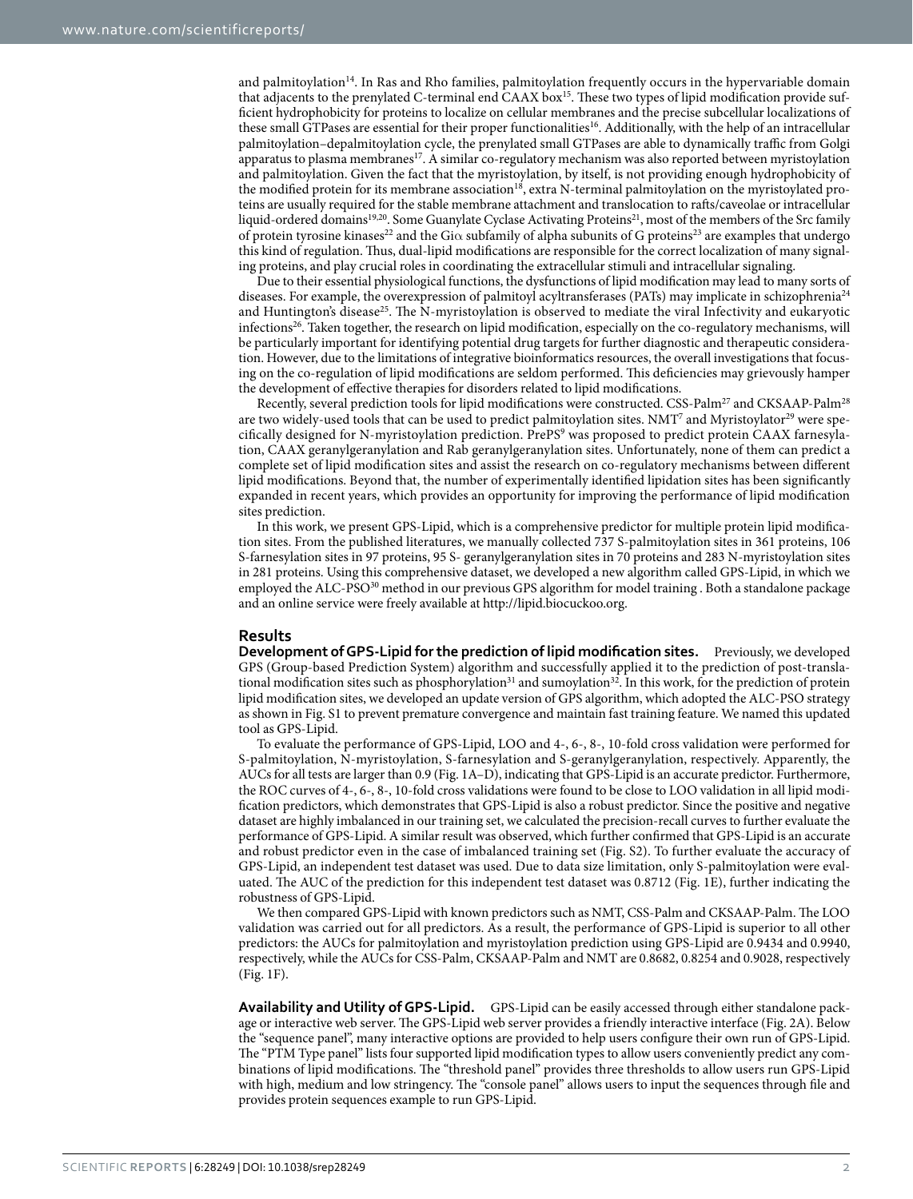and palmitoylation[14]. In Ras and Rho families, palmitoylation frequently occurs in the hypervariable domain that adjacents to the prenylated C-terminal end CAAX box[15]. These two types of lipid modification provide sufficient hydrophobicity for proteins to localize on cellular membranes and the precise subcellular localizations of these small GTPases are essential for their proper functionalities[16]. Additionally, with the help of an intracellular palmitoylation–depalmitoylation cycle, the prenylated small GTPases are able to dynamically traffic from Golgi apparatus to plasma membranes[17]. A similar co-regulatory mechanism was also reported between myristoylation and palmitoylation. Given the fact that the myristoylation, by itself, is not providing enough hydrophobicity of the modified protein for its membrane association[18], extra N-terminal palmitoylation on the myristoylated proteins are usually required for the stable membrane attachment and translocation to rafts/caveolae or intracellular liquid-ordered domains[19,20]. Some Guanylate Cyclase Activating Proteins[21], most of the members of the Src family of protein tyrosine kinases[22] and the Giα subfamily of alpha subunits of G proteins[23] are examples that undergo this kind of regulation. Thus, dual-lipid modifications are responsible for the correct localization of many signaling proteins, and play crucial roles in coordinating the extracellular stimuli and intracellular signaling.

Due to their essential physiological functions, the dysfunctions of lipid modification may lead to many sorts of diseases. For example, the overexpression of palmitoyl acyltransferases (PATs) may implicate in schizophrenia[24] and Huntington's disease[25]. The N-myristoylation is observed to mediate the viral Infectivity and eukaryotic infections[26]. Taken together, the research on lipid modification, especially on the co-regulatory mechanisms, will be particularly important for identifying potential drug targets for further diagnostic and therapeutic consideration. However, due to the limitations of integrative bioinformatics resources, the overall investigations that focusing on the co-regulation of lipid modifications are seldom performed. This deficiencies may grievously hamper the development of effective therapies for disorders related to lipid modifications.

Recently, several prediction tools for lipid modifications were constructed. CSS-Palm[27] and CKSAAP-Palm[28] are two widely-used tools that can be used to predict palmitoylation sites. NMT[7] and Myristoylator[29] were specifically designed for N-myristoylation prediction. PrePS[9] was proposed to predict protein CAAX farnesylation, CAAX geranylgeranylation and Rab geranylgeranylation sites. Unfortunately, none of them can predict a complete set of lipid modification sites and assist the research on co-regulatory mechanisms between different lipid modifications. Beyond that, the number of experimentally identified lipidation sites has been significantly expanded in recent years, which provides an opportunity for improving the performance of lipid modification sites prediction.

In this work, we present GPS-Lipid, which is a comprehensive predictor for multiple protein lipid modification sites. From the published literatures, we manually collected 737 S-palmitoylation sites in 361 proteins, 106 S-farnesylation sites in 97 proteins, 95 S- geranylgeranylation sites in 70 proteins and 283 N-myristoylation sites in 281 proteins. Using this comprehensive dataset, we developed a new algorithm called GPS-Lipid, in which we employed the ALC-PSO[30] method in our previous GPS algorithm for model training . Both a standalone package and an online service were freely available at http://lipid.biocuckoo.org.

## Results

**Development of GPS-Lipid for the prediction of lipid modification sites.** Previously, we developed GPS (Group-based Prediction System) algorithm and successfully applied it to the prediction of post-translational modification sites such as phosphorylation[31] and sumoylation[32]. In this work, for the prediction of protein lipid modification sites, we developed an update version of GPS algorithm, which adopted the ALC-PSO strategy as shown in Fig. S1 to prevent premature convergence and maintain fast training feature. We named this updated tool as GPS-Lipid.

To evaluate the performance of GPS-Lipid, LOO and 4-, 6-, 8-, 10-fold cross validation were performed for S-palmitoylation, N-myristoylation, S-farnesylation and S-geranylgeranylation, respectively. Apparently, the AUCs for all tests are larger than 0.9 (Fig. 1A–D), indicating that GPS-Lipid is an accurate predictor. Furthermore, the ROC curves of 4-, 6-, 8-, 10-fold cross validations were found to be close to LOO validation in all lipid modification predictors, which demonstrates that GPS-Lipid is also a robust predictor. Since the positive and negative dataset are highly imbalanced in our training set, we calculated the precision-recall curves to further evaluate the performance of GPS-Lipid. A similar result was observed, which further confirmed that GPS-Lipid is an accurate and robust predictor even in the case of imbalanced training set (Fig. S2). To further evaluate the accuracy of GPS-Lipid, an independent test dataset was used. Due to data size limitation, only S-palmitoylation were evaluated. The AUC of the prediction for this independent test dataset was 0.8712 (Fig. 1E), further indicating the robustness of GPS-Lipid.

We then compared GPS-Lipid with known predictors such as NMT, CSS-Palm and CKSAAP-Palm. The LOO validation was carried out for all predictors. As a result, the performance of GPS-Lipid is superior to all other predictors: the AUCs for palmitoylation and myristoylation prediction using GPS-Lipid are 0.9434 and 0.9940, respectively, while the AUCs for CSS-Palm, CKSAAP-Palm and NMT are 0.8682, 0.8254 and 0.9028, respectively (Fig. 1F).

**Availability and Utility of GPS-Lipid.** GPS-Lipid can be easily accessed through either standalone package or interactive web server. The GPS-Lipid web server provides a friendly interactive interface (Fig. 2A). Below the "sequence panel", many interactive options are provided to help users configure their own run of GPS-Lipid. The "PTM Type panel" lists four supported lipid modification types to allow users conveniently predict any combinations of lipid modifications. The "threshold panel" provides three thresholds to allow users run GPS-Lipid with high, medium and low stringency. The "console panel" allows users to input the sequences through file and provides protein sequences example to run GPS-Lipid.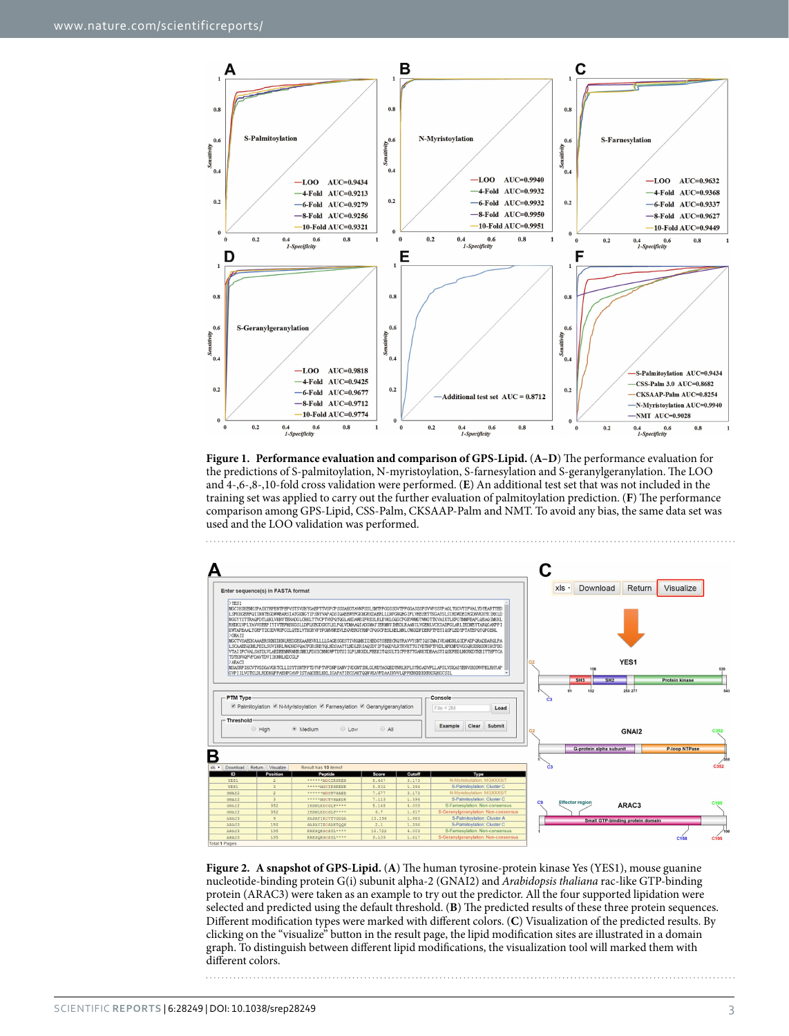**Figure 1. Performance evaluation and comparison of GPS-Lipid.** (**A–D**) The performance evaluation for the predictions of S-palmitoylation, N-myristoylation, S-farnesylation and S-geranylgeranylation. The LOO and 4-,6-,8-,10-fold cross validation were performed. (**E**) An additional test set that was not included in the training set was applied to carry out the further evaluation of palmitoylation prediction. (**F**) The performance comparison among GPS-Lipid, CSS-Palm, CKSAAP-Palm and NMT. To avoid any bias, the same data set was used and the LOO validation was performed.

**Figure 2. A snapshot of GPS-Lipid.** (**A**) The human tyrosine-protein kinase Yes (YES1), mouse guanine nucleotide-binding protein G(i) subunit alpha-2 (GNAI2) and *Arabidopsis thaliana* rac-like GTP-binding protein (ARAC3) were taken as an example to try out the predictor. All the four supported lipidation were selected and predicted using the default threshold. (**B**) The predicted results of these three protein sequences. Different modification types were marked with different colors. (**C**) Visualization of the predicted results. By clicking on the "visualize" button in the result page, the lipid modification sites are illustrated in a domain graph. To distinguish between different lipid modifications, the visualization tool will marked them with different colors.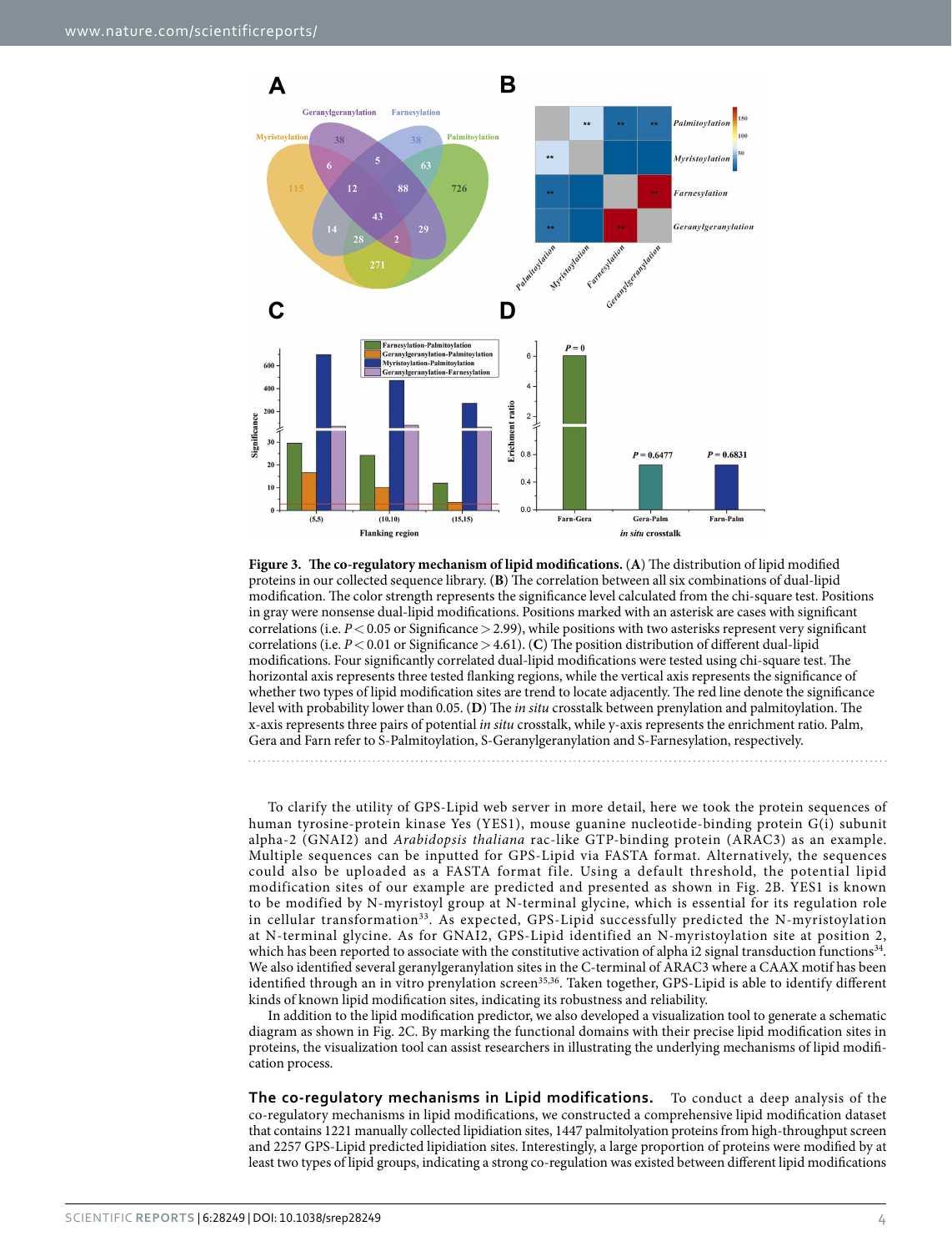**Figure 3. The co-regulatory mechanism of lipid modifications.** (**A**) The distribution of lipid modified proteins in our collected sequence library. (**B**) The correlation between all six combinations of dual-lipid modification. The color strength represents the significance level calculated from the chi-square test. Positions in gray were nonsense dual-lipid modifications. Positions marked with an asterisk are cases with significant correlations (i.e. $P < 0.05$ or Significance $> 2.99$), while positions with two asterisks represent very significant correlations (i.e. $P < 0.01$ or Significance $> 4.61$). (**C**) The position distribution of different dual-lipid modifications. Four significantly correlated dual-lipid modifications were tested using chi-square test. The horizontal axis represents three tested flanking regions, while the vertical axis represents the significance of whether two types of lipid modification sites are trend to locate adjacently. The red line denote the significance level with probability lower than 0.05. (**D**) The *in situ* crosstalk between prenylation and palmitoylation. The x-axis represents three pairs of potential *in situ* crosstalk, while y-axis represents the enrichment ratio. Palm, Gera and Farn refer to S-Palmitoylation, S-Geranylgeranylation and S-Farnesylation, respectively.

To clarify the utility of GPS-Lipid web server in more detail, here we took the protein sequences of human tyrosine-protein kinase Yes (YES1), mouse guanine nucleotide-binding protein G(i) subunit alpha-2 (GNAI2) and *Arabidopsis thaliana* rac-like GTP-binding protein (ARAC3) as an example. Multiple sequences can be inputted for GPS-Lipid via FASTA format. Alternatively, the sequences could also be uploaded as a FASTA format file. Using a default threshold, the potential lipid modification sites of our example are predicted and presented as shown in Fig. 2B. YES1 is known to be modified by N-myristoyl group at N-terminal glycine, which is essential for its regulation role in cellular transformation[33]. As expected, GPS-Lipid successfully predicted the N-myristoylation at N-terminal glycine. As for GNAI2, GPS-Lipid identified an N-myristoylation site at position 2, which has been reported to associate with the constitutive activation of alpha i2 signal transduction functions[34]. We also identified several geranylgeranylation sites in the C-terminal of ARAC3 where a CAAX motif has been identified through an in vitro prenylation screen[35,36]. Taken together, GPS-Lipid is able to identify different kinds of known lipid modification sites, indicating its robustness and reliability.

In addition to the lipid modification predictor, we also developed a visualization tool to generate a schematic diagram as shown in Fig. 2C. By marking the functional domains with their precise lipid modification sites in proteins, the visualization tool can assist researchers in illustrating the underlying mechanisms of lipid modification process.

## The co-regulatory mechanisms in Lipid modifications.

To conduct a deep analysis of the co-regulatory mechanisms in lipid modifications, we constructed a comprehensive lipid modification dataset that contains 1221 manually collected lipidiation sites, 1447 palmitoylation proteins from high-throughput screen and 2257 GPS-Lipid predicted lipidiation sites. Interestingly, a large proportion of proteins were modified by at least two types of lipid groups, indicating a strong co-regulation was existed between different lipid modifications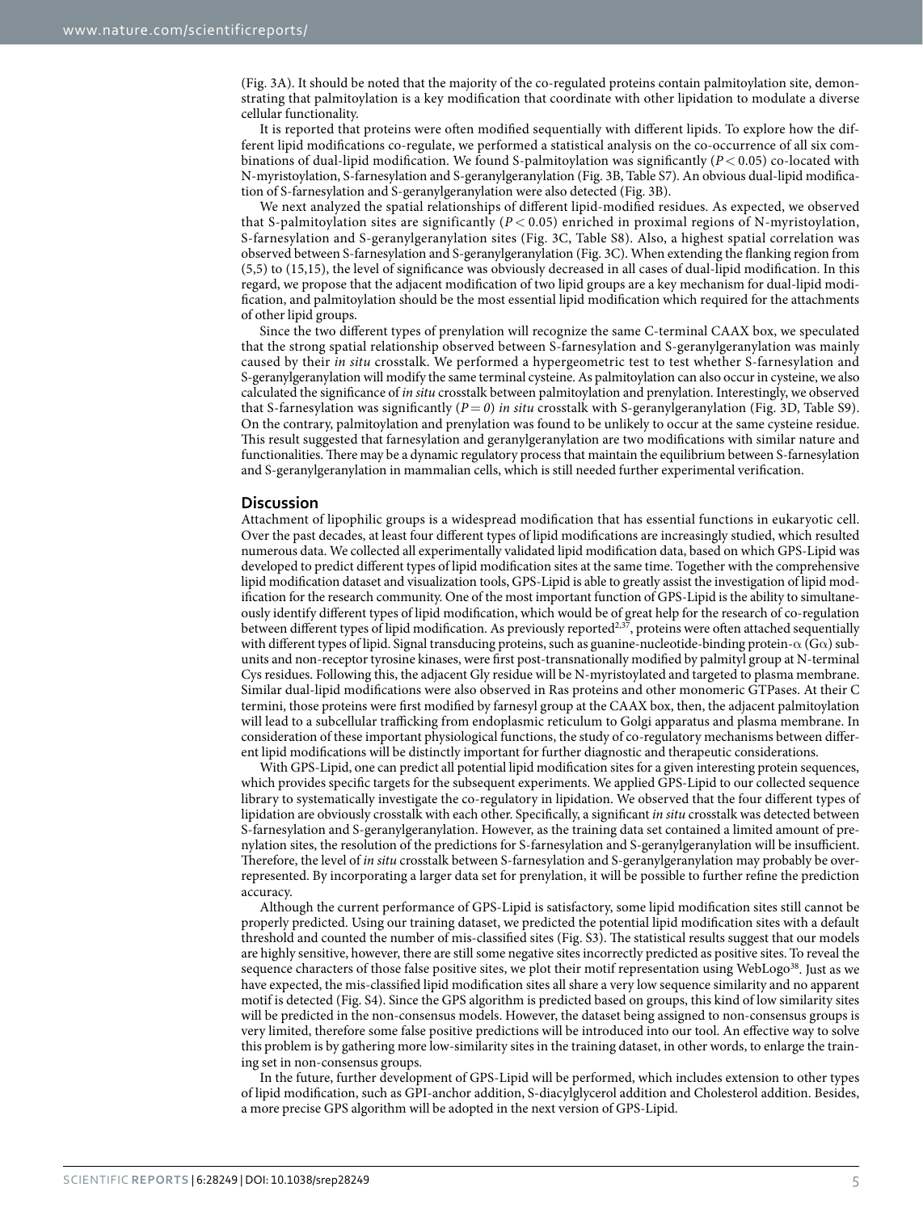(Fig. 3A). It should be noted that the majority of the co-regulated proteins contain palmitoylation site, demonstrating that palmitoylation is a key modification that coordinate with other lipidation to modulate a diverse cellular functionality.

It is reported that proteins were often modified sequentially with different lipids. To explore how the different lipid modifications co-regulate, we performed a statistical analysis on the co-occurrence of all six combinations of dual-lipid modification. We found S-palmitoylation was significantly ($P < 0.05$) co-located with N-myristoylation, S-farnesylation and S-geranylgeranylation (Fig. 3B, Table S7). An obvious dual-lipid modification of S-farnesylation and S-geranylgeranylation were also detected (Fig. 3B).

We next analyzed the spatial relationships of different lipid-modified residues. As expected, we observed that S-palmitoylation sites are significantly ($P < 0.05$) enriched in proximal regions of N-myristoylation, S-farnesylation and S-geranylgeranylation sites (Fig. 3C, Table S8). Also, a highest spatial correlation was observed between S-farnesylation and S-geranylgeranylation (Fig. 3C). When extending the flanking region from (5,5) to (15,15), the level of significance was obviously decreased in all cases of dual-lipid modification. In this regard, we propose that the adjacent modification of two lipid groups are a key mechanism for dual-lipid modification, and palmitoylation should be the most essential lipid modification which required for the attachments of other lipid groups.

Since the two different types of prenylation will recognize the same C-terminal CAAX box, we speculated that the strong spatial relationship observed between S-farnesylation and S-geranylgeranylation was mainly caused by their *in situ* crosstalk. We performed a hypergeometric test to test whether S-farnesylation and S-geranylgeranylation will modify the same terminal cysteine. As palmitoylation can also occur in cysteine, we also calculated the significance of *in situ* crosstalk between palmitoylation and prenylation. Interestingly, we observed that S-farnesylation was significantly ($P = 0$) *in situ* crosstalk with S-geranylgeranylation (Fig. 3D, Table S9). On the contrary, palmitoylation and prenylation was found to be unlikely to occur at the same cysteine residue. This result suggested that farnesylation and geranylgeranylation are two modifications with similar nature and functionalities. There may be a dynamic regulatory process that maintain the equilibrium between S-farnesylation and S-geranylgeranylation in mammalian cells, which is still needed further experimental verification.

## Discussion

Attachment of lipophilic groups is a widespread modification that has essential functions in eukaryotic cell. Over the past decades, at least four different types of lipid modifications are increasingly studied, which resulted numerous data. We collected all experimentally validated lipid modification data, based on which GPS-Lipid was developed to predict different types of lipid modification sites at the same time. Together with the comprehensive lipid modification dataset and visualization tools, GPS-Lipid is able to greatly assist the investigation of lipid modification for the research community. One of the most important function of GPS-Lipid is the ability to simultaneously identify different types of lipid modification, which would be of great help for the research of co-regulation between different types of lipid modification. As previously reported[2,37], proteins were often attached sequentially with different types of lipid. Signal transducing proteins, such as guanine-nucleotide-binding protein-$\alpha$ (G$\alpha$) subunits and non-receptor tyrosine kinases, were first post-transnationally modified by palmityl group at N-terminal Cys residues. Following this, the adjacent Gly residue will be N-myristoylated and targeted to plasma membrane. Similar dual-lipid modifications were also observed in Ras proteins and other monomeric GTPases. At their C termini, those proteins were first modified by farnesyl group at the CAAX box, then, the adjacent palmitoylation will lead to a subcellular trafficking from endoplasmic reticulum to Golgi apparatus and plasma membrane. In consideration of these important physiological functions, the study of co-regulatory mechanisms between different lipid modifications will be distinctly important for further diagnostic and therapeutic considerations.

With GPS-Lipid, one can predict all potential lipid modification sites for a given interesting protein sequences, which provides specific targets for the subsequent experiments. We applied GPS-Lipid to our collected sequence library to systematically investigate the co-regulatory in lipidation. We observed that the four different types of lipidation are obviously crosstalk with each other. Specifically, a significant *in situ* crosstalk was detected between S-farnesylation and S-geranylgeranylation. However, as the training data set contained a limited amount of prenylation sites, the resolution of the predictions for S-farnesylation and S-geranylgeranylation will be insufficient. Therefore, the level of *in situ* crosstalk between S-farnesylation and S-geranylgeranylation may probably be over-represented. By incorporating a larger data set for prenylation, it will be possible to further refine the prediction accuracy.

Although the current performance of GPS-Lipid is satisfactory, some lipid modification sites still cannot be properly predicted. Using our training dataset, we predicted the potential lipid modification sites with a default threshold and counted the number of mis-classified sites (Fig. S3). The statistical results suggest that our models are highly sensitive, however, there are still some negative sites incorrectly predicted as positive sites. To reveal the sequence characters of those false positive sites, we plot their motif representation using WebLogo[38]. Just as we have expected, the mis-classified lipid modification sites all share a very low sequence similarity and no apparent motif is detected (Fig. S4). Since the GPS algorithm is predicted based on groups, this kind of low similarity sites will be predicted in the non-consensus models. However, the dataset being assigned to non-consensus groups is very limited, therefore some false positive predictions will be introduced into our tool. An effective way to solve this problem is by gathering more low-similarity sites in the training dataset, in other words, to enlarge the training set in non-consensus groups.

In the future, further development of GPS-Lipid will be performed, which includes extension to other types of lipid modification, such as GPI-anchor addition, S-diacylglycerol addition and Cholesterol addition. Besides, a more precise GPS algorithm will be adopted in the next version of GPS-Lipid.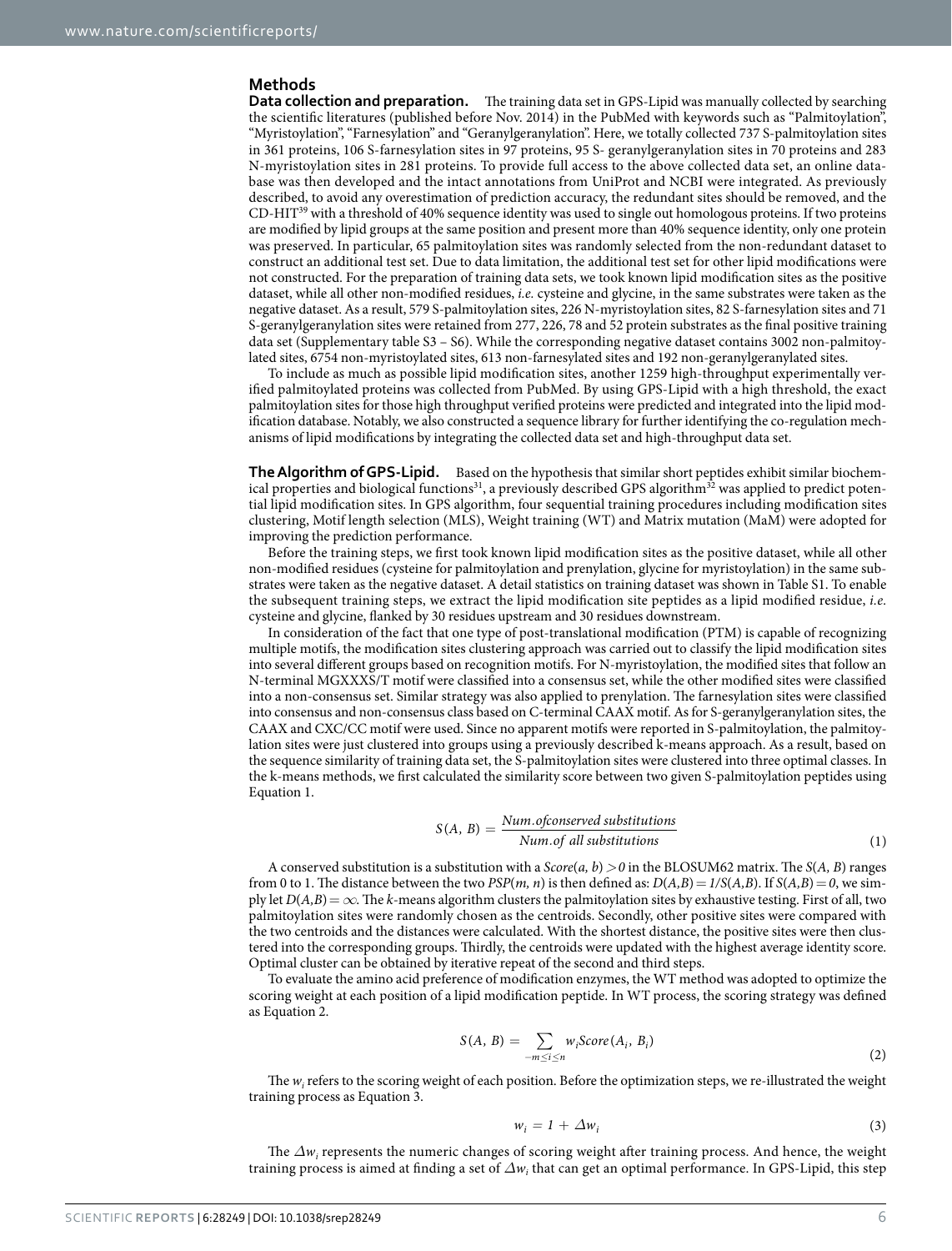## Methods

**Data collection and preparation.** The training data set in GPS-Lipid was manually collected by searching the scientific literatures (published before Nov. 2014) in the PubMed with keywords such as "Palmitoylation", "Myristoylation", "Farnesylation" and "Geranylgeranylation". Here, we totally collected 737 S-palmitoylation sites in 361 proteins, 106 S-farnesylation sites in 97 proteins, 95 S- geranylgeranylation sites in 70 proteins and 283 N-myristoylation sites in 281 proteins. To provide full access to the above collected data set, an online database was then developed and the intact annotations from UniProt and NCBI were integrated. As previously described, to avoid any overestimation of prediction accuracy, the redundant sites should be removed, and the CD-HIT[39] with a threshold of 40% sequence identity was used to single out homologous proteins. If two proteins are modified by lipid groups at the same position and present more than 40% sequence identity, only one protein was preserved. In particular, 65 palmitoylation sites was randomly selected from the non-redundant dataset to construct an additional test set. Due to data limitation, the additional test set for other lipid modifications were not constructed. For the preparation of training data sets, we took known lipid modification sites as the positive dataset, while all other non-modified residues, *i.e.* cysteine and glycine, in the same substrates were taken as the negative dataset. As a result, 579 S-palmitoylation sites, 226 N-myristoylation sites, 82 S-farnesylation sites and 71 S-geranylgeranylation sites were retained from 277, 226, 78 and 52 protein substrates as the final positive training data set (Supplementary table S3 – S6). While the corresponding negative dataset contains 3002 non-palmitoylated sites, 6754 non-myristoylated sites, 613 non-farnesylated sites and 192 non-geranylgeranylated sites.

To include as much as possible lipid modification sites, another 1259 high-throughput experimentally verified palmitoylated proteins was collected from PubMed. By using GPS-Lipid with a high threshold, the exact palmitoylation sites for those high throughput verified proteins were predicted and integrated into the lipid modification database. Notably, we also constructed a sequence library for further identifying the co-regulation mechanisms of lipid modifications by integrating the collected data set and high-throughput data set.

**The Algorithm of GPS-Lipid.** Based on the hypothesis that similar short peptides exhibit similar biochemical properties and biological functions[31], a previously described GPS algorithm[32] was applied to predict potential lipid modification sites. In GPS algorithm, four sequential training procedures including modification sites clustering, Motif length selection (MLS), Weight training (WT) and Matrix mutation (MaM) were adopted for improving the prediction performance.

Before the training steps, we first took known lipid modification sites as the positive dataset, while all other non-modified residues (cysteine for palmitoylation and prenylation, glycine for myristoylation) in the same substrates were taken as the negative dataset. A detail statistics on training dataset was shown in Table S1. To enable the subsequent training steps, we extract the lipid modification site peptides as a lipid modified residue, *i.e.* cysteine and glycine, flanked by 30 residues upstream and 30 residues downstream.

In consideration of the fact that one type of post-translational modification (PTM) is capable of recognizing multiple motifs, the modification sites clustering approach was carried out to classify the lipid modification sites into several different groups based on recognition motifs. For N-myristoylation, the modified sites that follow an N-terminal MGXXXS/T motif were classified into a consensus set, while the other modified sites were classified into a non-consensus set. Similar strategy was also applied to prenylation. The farnesylation sites were classified into consensus and non-consensus class based on C-terminal CAAX motif. As for S-geranylgeranylation sites, the CAAX and CXC/CC motif were used. Since no apparent motifs were reported in S-palmitoylation, the palmitoylation sites were just clustered into groups using a previously described k-means approach. As a result, based on the sequence similarity of training data set, the S-palmitoylation sites were clustered into three optimal classes. In the k-means methods, we first calculated the similarity score between two given S-palmitoylation peptides using Equation 1.

$$S(A,\ B) = \frac{Num.of conserved\ substitutions}{Num.of\ all\ substitutions} \tag{1}$$

A conserved substitution is a substitution with a $Score(a, b) > 0$ in the BLOSUM62 matrix. The $S(A, B)$ ranges from 0 to 1. The distance between the two $PSP(m, n)$ is then defined as: $D(A,B) = 1/S(A,B)$. If $S(A,B) = 0$, we simply let $D(A,B) = \infty$. The *k*-means algorithm clusters the palmitoylation sites by exhaustive testing. First of all, two palmitoylation sites were randomly chosen as the centroids. Secondly, other positive sites were compared with the two centroids and the distances were calculated. With the shortest distance, the positive sites were then clustered into the corresponding groups. Thirdly, the centroids were updated with the highest average identity score. Optimal cluster can be obtained by iterative repeat of the second and third steps.

To evaluate the amino acid preference of modification enzymes, the WT method was adopted to optimize the scoring weight at each position of a lipid modification peptide. In WT process, the scoring strategy was defined as Equation 2.

$$S(A,\ B) = \sum_{-m \le i \le n} w_i Score(A_i,\ B_i) \tag{2}$$

The $w_i$ refers to the scoring weight of each position. Before the optimization steps, we re-illustrated the weight training process as Equation 3.

$$w_i = 1 + \Delta w_i \tag{3}$$

The $\Delta w_i$ represents the numeric changes of scoring weight after training process. And hence, the weight training process is aimed at finding a set of $\Delta w_i$ that can get an optimal performance. In GPS-Lipid, this step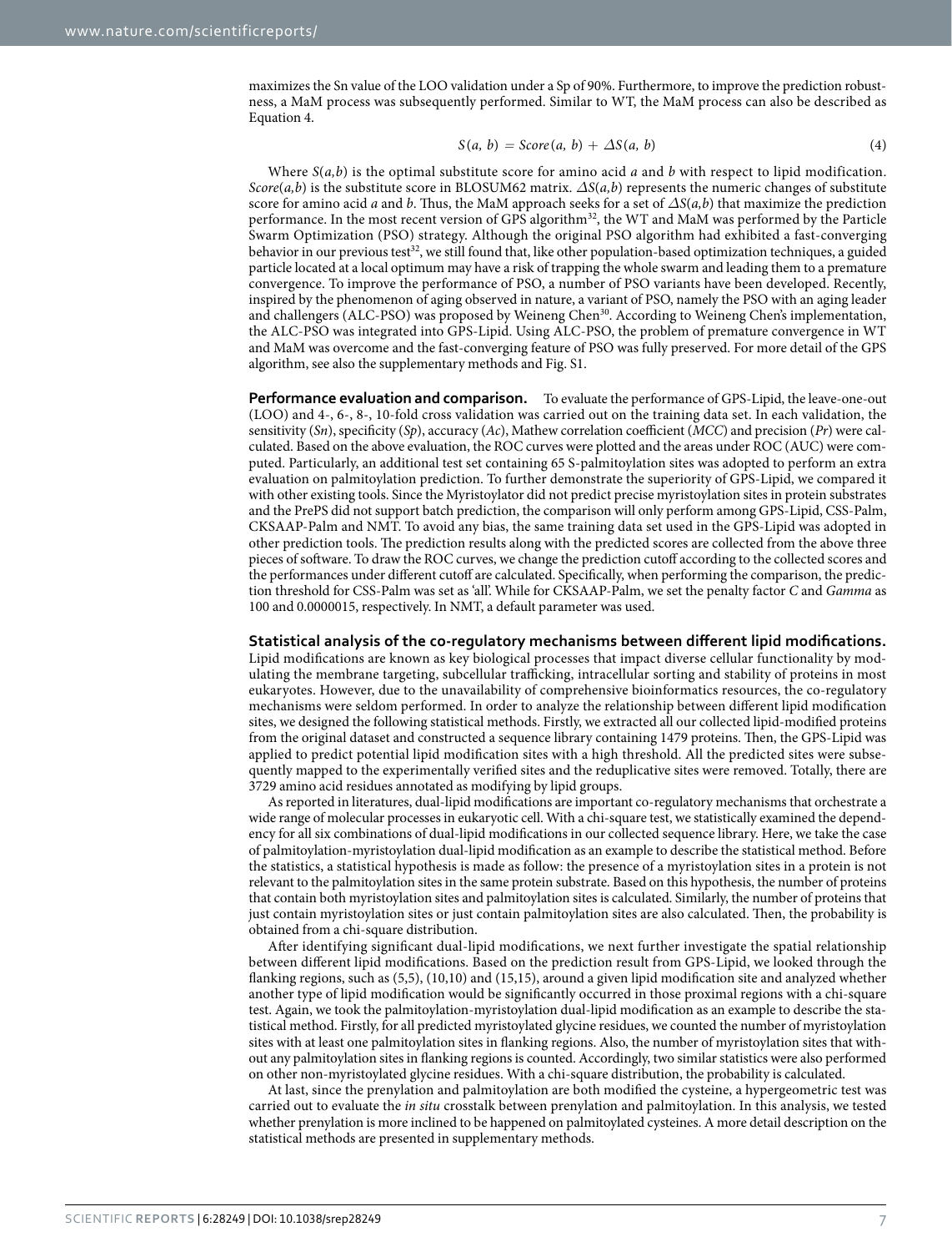maximizes the Sn value of the LOO validation under a Sp of 90%. Furthermore, to improve the prediction robustness, a MaM process was subsequently performed. Similar to WT, the MaM process can also be described as Equation 4.

$$S(a,\ b)\ =\ Score(a,\ b)\ +\ \Delta S(a,\ b) \tag{4}$$

Where $S(a,b)$ is the optimal substitute score for amino acid $a$ and $b$ with respect to lipid modification. $Score(a,b)$ is the substitute score in BLOSUM62 matrix. $\Delta S(a,b)$ represents the numeric changes of substitute score for amino acid $a$ and $b$. Thus, the MaM approach seeks for a set of $\Delta S(a,b)$ that maximize the prediction performance. In the most recent version of GPS algorithm[32], the WT and MaM was performed by the Particle Swarm Optimization (PSO) strategy. Although the original PSO algorithm had exhibited a fast-converging behavior in our previous test[32], we still found that, like other population-based optimization techniques, a guided particle located at a local optimum may have a risk of trapping the whole swarm and leading them to a premature convergence. To improve the performance of PSO, a number of PSO variants have been developed. Recently, inspired by the phenomenon of aging observed in nature, a variant of PSO, namely the PSO with an aging leader and challengers (ALC-PSO) was proposed by Weineng Chen[30]. According to Weineng Chen's implementation, the ALC-PSO was integrated into GPS-Lipid. Using ALC-PSO, the problem of premature convergence in WT and MaM was overcome and the fast-converging feature of PSO was fully preserved. For more detail of the GPS algorithm, see also the supplementary methods and Fig. S1.

**Performance evaluation and comparison.** To evaluate the performance of GPS-Lipid, the leave-one-out (LOO) and 4-, 6-, 8-, 10-fold cross validation was carried out on the training data set. In each validation, the sensitivity (*Sn*), specificity (*Sp*), accuracy (*Ac*), Mathew correlation coefficient (*MCC*) and precision (*Pr*) were calculated. Based on the above evaluation, the ROC curves were plotted and the areas under ROC (AUC) were computed. Particularly, an additional test set containing 65 S-palmitoylation sites was adopted to perform an extra evaluation on palmitoylation prediction. To further demonstrate the superiority of GPS-Lipid, we compared it with other existing tools. Since the Myristoylator did not predict precise myristoylation sites in protein substrates and the PrePS did not support batch prediction, the comparison will only perform among GPS-Lipid, CSS-Palm, CKSAAP-Palm and NMT. To avoid any bias, the same training data set used in the GPS-Lipid was adopted in other prediction tools. The prediction results along with the predicted scores are collected from the above three pieces of software. To draw the ROC curves, we change the prediction cutoff according to the collected scores and the performances under different cutoff are calculated. Specifically, when performing the comparison, the prediction threshold for CSS-Palm was set as 'all'. While for CKSAAP-Palm, we set the penalty factor *C* and *Gamma* as 100 and 0.0000015, respectively. In NMT, a default parameter was used.

**Statistical analysis of the co-regulatory mechanisms between different lipid modifications.** Lipid modifications are known as key biological processes that impact diverse cellular functionality by modulating the membrane targeting, subcellular trafficking, intracellular sorting and stability of proteins in most eukaryotes. However, due to the unavailability of comprehensive bioinformatics resources, the co-regulatory mechanisms were seldom performed. In order to analyze the relationship between different lipid modification sites, we designed the following statistical methods. Firstly, we extracted all our collected lipid-modified proteins from the original dataset and constructed a sequence library containing 1479 proteins. Then, the GPS-Lipid was applied to predict potential lipid modification sites with a high threshold. All the predicted sites were subsequently mapped to the experimentally verified sites and the reduplicative sites were removed. Totally, there are 3729 amino acid residues annotated as modifying by lipid groups.

As reported in literatures, dual-lipid modifications are important co-regulatory mechanisms that orchestrate a wide range of molecular processes in eukaryotic cell. With a chi-square test, we statistically examined the dependency for all six combinations of dual-lipid modifications in our collected sequence library. Here, we take the case of palmitoylation-myristoylation dual-lipid modification as an example to describe the statistical method. Before the statistics, a statistical hypothesis is made as follow: the presence of a myristoylation sites in a protein is not relevant to the palmitoylation sites in the same protein substrate. Based on this hypothesis, the number of proteins that contain both myristoylation sites and palmitoylation sites is calculated. Similarly, the number of proteins that just contain myristoylation sites or just contain palmitoylation sites are also calculated. Then, the probability is obtained from a chi-square distribution.

After identifying significant dual-lipid modifications, we next further investigate the spatial relationship between different lipid modifications. Based on the prediction result from GPS-Lipid, we looked through the flanking regions, such as (5,5), (10,10) and (15,15), around a given lipid modification site and analyzed whether another type of lipid modification would be significantly occurred in those proximal regions with a chi-square test. Again, we took the palmitoylation-myristoylation dual-lipid modification as an example to describe the statistical method. Firstly, for all predicted myristoylated glycine residues, we counted the number of myristoylation sites with at least one palmitoylation sites in flanking regions. Also, the number of myristoylation sites that without any palmitoylation sites in flanking regions is counted. Accordingly, two similar statistics were also performed on other non-myristoylated glycine residues. With a chi-square distribution, the probability is calculated.

At last, since the prenylation and palmitoylation are both modified the cysteine, a hypergeometric test was carried out to evaluate the *in situ* crosstalk between prenylation and palmitoylation. In this analysis, we tested whether prenylation is more inclined to be happened on palmitoylated cysteines. A more detail description on the statistical methods are presented in supplementary methods.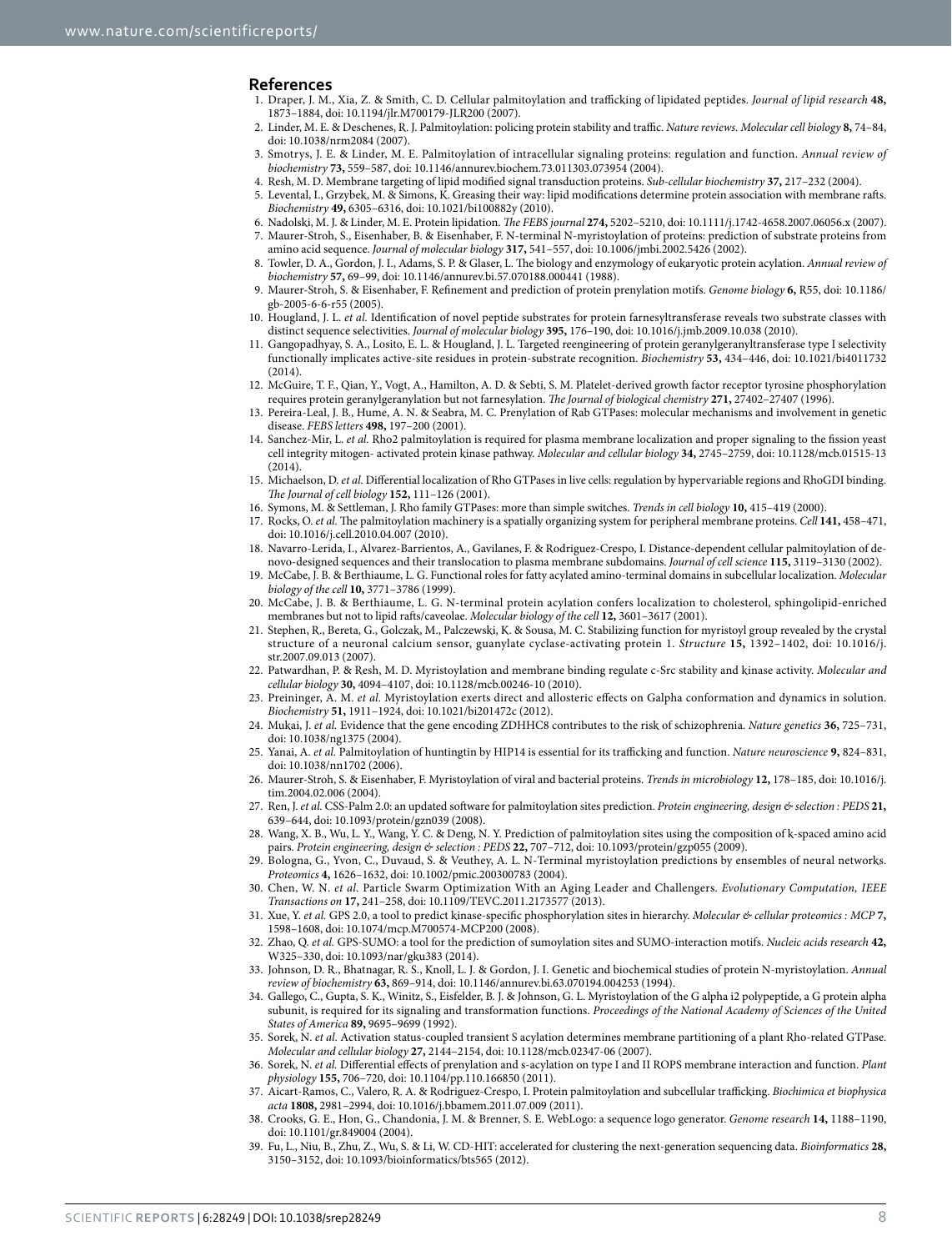## References

1. Draper, J. M., Xia, Z. & Smith, C. D. Cellular palmitoylation and trafficking of lipidated peptides. *Journal of lipid research* **48,** 1873–1884, doi: 10.1194/jlr.M700179-JLR200 (2007).
2. Linder, M. E. & Deschenes, R. J. Palmitoylation: policing protein stability and traffic. *Nature reviews. Molecular cell biology* **8,** 74–84, doi: 10.1038/nrm2084 (2007).
3. Smotrys, J. E. & Linder, M. E. Palmitoylation of intracellular signaling proteins: regulation and function. *Annual review of biochemistry* **73,** 559–587, doi: 10.1146/annurev.biochem.73.011303.073954 (2004).
4. Resh, M. D. Membrane targeting of lipid modified signal transduction proteins. *Sub-cellular biochemistry* **37,** 217–232 (2004).
5. Levental, I., Grzybek, M. & Simons, K. Greasing their way: lipid modifications determine protein association with membrane rafts. *Biochemistry* **49,** 6305–6316, doi: 10.1021/bi100882y (2010).
6. Nadolski, M. J. & Linder, M. E. Protein lipidation. *The FEBS journal* **274,** 5202–5210, doi: 10.1111/j.1742-4658.2007.06056.x (2007).
7. Maurer-Stroh, S., Eisenhaber, B. & Eisenhaber, F. N-terminal N-myristoylation of proteins: prediction of substrate proteins from amino acid sequence. *Journal of molecular biology* **317,** 541–557, doi: 10.1006/jmbi.2002.5426 (2002).
8. Towler, D. A., Gordon, J. I., Adams, S. P. & Glaser, L. The biology and enzymology of eukaryotic protein acylation. *Annual review of biochemistry* **57,** 69–99, doi: 10.1146/annurev.bi.57.070188.000441 (1988).
9. Maurer-Stroh, S. & Eisenhaber, F. Refinement and prediction of protein prenylation motifs. *Genome biology* **6,** R55, doi: 10.1186/gb-2005-6-6-r55 (2005).
10. Hougland, J. L. *et al.* Identification of novel peptide substrates for protein farnesyltransferase reveals two substrate classes with distinct sequence selectivities. *Journal of molecular biology* **395,** 176–190, doi: 10.1016/j.jmb.2009.10.038 (2010).
11. Gangopadhyay, S. A., Losito, E. L. & Hougland, J. L. Targeted reengineering of protein geranylgeranyltransferase type I selectivity functionally implicates active-site residues in protein-substrate recognition. *Biochemistry* **53,** 434–446, doi: 10.1021/bi4011732 (2014).
12. McGuire, T. F., Qian, Y., Vogt, A., Hamilton, A. D. & Sebti, S. M. Platelet-derived growth factor receptor tyrosine phosphorylation requires protein geranylgeranylation but not farnesylation. *The Journal of biological chemistry* **271,** 27402–27407 (1996).
13. Pereira-Leal, J. B., Hume, A. N. & Seabra, M. C. Prenylation of Rab GTPases: molecular mechanisms and involvement in genetic disease. *FEBS letters* **498,** 197–200 (2001).
14. Sanchez-Mir, L. *et al.* Rho2 palmitoylation is required for plasma membrane localization and proper signaling to the fission yeast cell integrity mitogen- activated protein kinase pathway. *Molecular and cellular biology* **34,** 2745–2759, doi: 10.1128/mcb.01515-13 (2014).
15. Michaelson, D. *et al.* Differential localization of Rho GTPases in live cells: regulation by hypervariable regions and RhoGDI binding. *The Journal of cell biology* **152,** 111–126 (2001).
16. Symons, M. & Settleman, J. Rho family GTPases: more than simple switches. *Trends in cell biology* **10,** 415–419 (2000).
17. Rocks, O. *et al.* The palmitoylation machinery is a spatially organizing system for peripheral membrane proteins. *Cell* **141,** 458–471, doi: 10.1016/j.cell.2010.04.007 (2010).
18. Navarro-Lerida, I., Alvarez-Barrientos, A., Gavilanes, F. & Rodriguez-Crespo, I. Distance-dependent cellular palmitoylation of de-novo-designed sequences and their translocation to plasma membrane subdomains. *Journal of cell science* **115,** 3119–3130 (2002).
19. McCabe, J. B. & Berthiaume, L. G. Functional roles for fatty acylated amino-terminal domains in subcellular localization. *Molecular biology of the cell* **10,** 3771–3786 (1999).
20. McCabe, J. B. & Berthiaume, L. G. N-terminal protein acylation confers localization to cholesterol, sphingolipid-enriched membranes but not to lipid rafts/caveolae. *Molecular biology of the cell* **12,** 3601–3617 (2001).
21. Stephen, R., Bereta, G., Golczak, M., Palczewski, K. & Sousa, M. C. Stabilizing function for myristoyl group revealed by the crystal structure of a neuronal calcium sensor, guanylate cyclase-activating protein 1. *Structure* **15,** 1392–1402, doi: 10.1016/j.str.2007.09.013 (2007).
22. Patwardhan, P. & Resh, M. D. Myristoylation and membrane binding regulate c-Src stability and kinase activity. *Molecular and cellular biology* **30,** 4094–4107, doi: 10.1128/mcb.00246-10 (2010).
23. Preininger, A. M. *et al.* Myristoylation exerts direct and allosteric effects on Galpha conformation and dynamics in solution. *Biochemistry* **51,** 1911–1924, doi: 10.1021/bi201472c (2012).
24. Mukai, J. *et al.* Evidence that the gene encoding ZDHHC8 contributes to the risk of schizophrenia. *Nature genetics* **36,** 725–731, doi: 10.1038/ng1375 (2004).
25. Yanai, A. *et al.* Palmitoylation of huntingtin by HIP14 is essential for its trafficking and function. *Nature neuroscience* **9,** 824–831, doi: 10.1038/nn1702 (2006).
26. Maurer-Stroh, S. & Eisenhaber, F. Myristoylation of viral and bacterial proteins. *Trends in microbiology* **12,** 178–185, doi: 10.1016/j.tim.2004.02.006 (2004).
27. Ren, J. *et al.* CSS-Palm 2.0: an updated software for palmitoylation sites prediction. *Protein engineering, design & selection : PEDS* **21,** 639–644, doi: 10.1093/protein/gzn039 (2008).
28. Wang, X. B., Wu, L. Y., Wang, Y. C. & Deng, N. Y. Prediction of palmitoylation sites using the composition of k-spaced amino acid pairs. *Protein engineering, design & selection : PEDS* **22,** 707–712, doi: 10.1093/protein/gzp055 (2009).
29. Bologna, G., Yvon, C., Duvaud, S. & Veuthey, A. L. N-Terminal myristoylation predictions by ensembles of neural networks. *Proteomics* **4,** 1626–1632, doi: 10.1002/pmic.200300783 (2004).
30. Chen, W. N. *et al.* Particle Swarm Optimization With an Aging Leader and Challengers. *Evolutionary Computation, IEEE Transactions on* **17,** 241–258, doi: 10.1109/TEVC.2011.2173577 (2013).
31. Xue, Y. *et al.* GPS 2.0, a tool to predict kinase-specific phosphorylation sites in hierarchy. *Molecular & cellular proteomics : MCP* **7,** 1598–1608, doi: 10.1074/mcp.M700574-MCP200 (2008).
32. Zhao, Q. *et al.* GPS-SUMO: a tool for the prediction of sumoylation sites and SUMO-interaction motifs. *Nucleic acids research* **42,** W325–330, doi: 10.1093/nar/gku383 (2014).
33. Johnson, D. R., Bhatnagar, R. S., Knoll, L. J. & Gordon, J. I. Genetic and biochemical studies of protein N-myristoylation. *Annual review of biochemistry* **63,** 869–914, doi: 10.1146/annurev.bi.63.070194.004253 (1994).
34. Gallego, C., Gupta, S. K., Winitz, S., Eisfelder, B. J. & Johnson, G. L. Myristoylation of the G alpha i2 polypeptide, a G protein alpha subunit, is required for its signaling and transformation functions. *Proceedings of the National Academy of Sciences of the United States of America* **89,** 9695–9699 (1992).
35. Sorek, N. *et al.* Activation status-coupled transient S acylation determines membrane partitioning of a plant Rho-related GTPase. *Molecular and cellular biology* **27,** 2144–2154, doi: 10.1128/mcb.02347-06 (2007).
36. Sorek, N. *et al.* Differential effects of prenylation and s-acylation on type I and II ROPS membrane interaction and function. *Plant physiology* **155,** 706–720, doi: 10.1104/pp.110.166850 (2011).
37. Aicart-Ramos, C., Valero, R. A. & Rodriguez-Crespo, I. Protein palmitoylation and subcellular trafficking. *Biochimica et biophysica acta* **1808,** 2981–2994, doi: 10.1016/j.bbamem.2011.07.009 (2011).
38. Crooks, G. E., Hon, G., Chandonia, J. M. & Brenner, S. E. WebLogo: a sequence logo generator. *Genome research* **14,** 1188–1190, doi: 10.1101/gr.849004 (2004).
39. Fu, L., Niu, B., Zhu, Z., Wu, S. & Li, W. CD-HIT: accelerated for clustering the next-generation sequencing data. *Bioinformatics* **28,** 3150–3152, doi: 10.1093/bioinformatics/bts565 (2012).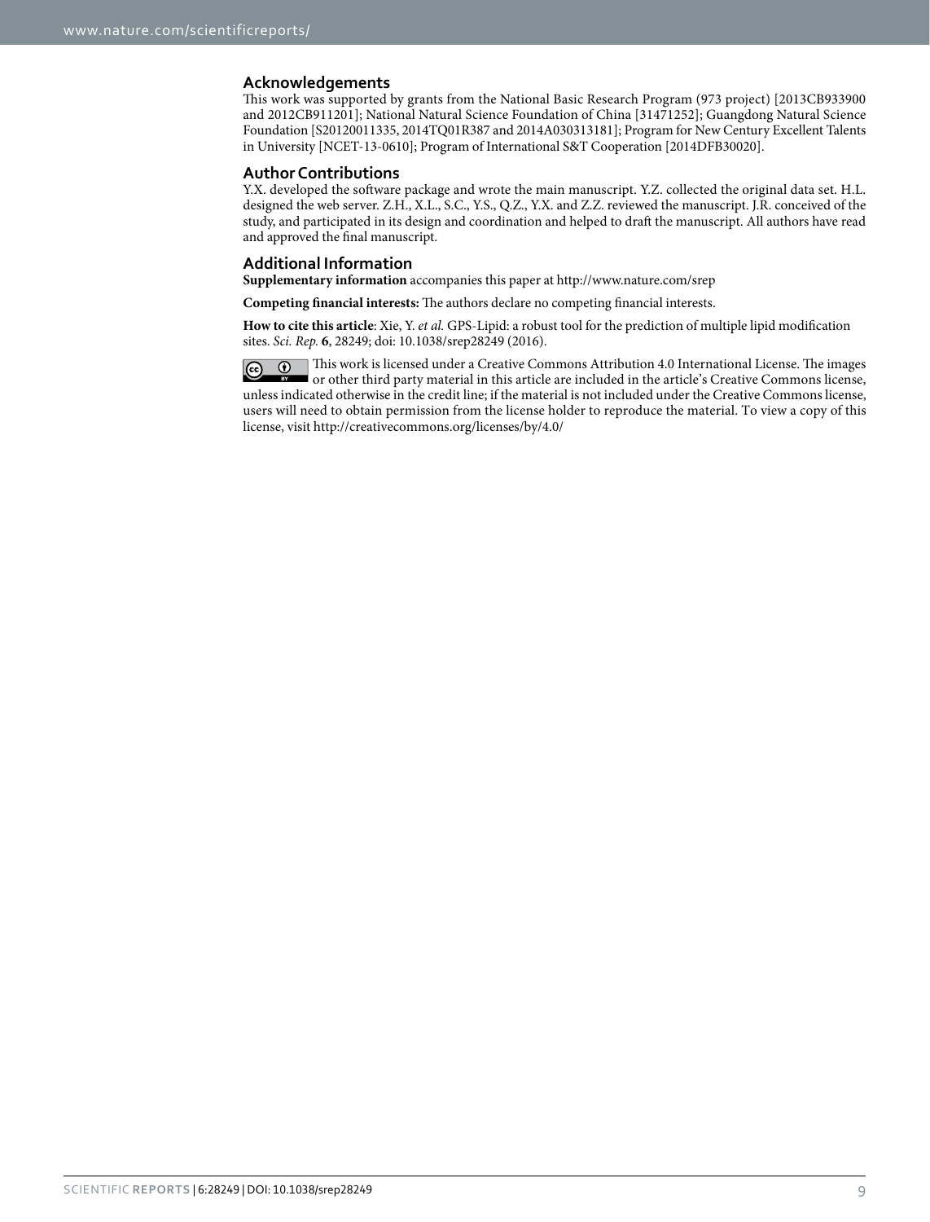## Acknowledgements

This work was supported by grants from the National Basic Research Program (973 project) [2013CB933900 and 2012CB911201]; National Natural Science Foundation of China [31471252]; Guangdong Natural Science Foundation [S20120011335, 2014TQ01R387 and 2014A030313181]; Program for New Century Excellent Talents in University [NCET-13-0610]; Program of International S&T Cooperation [2014DFB30020].

## Author Contributions

Y.X. developed the software package and wrote the main manuscript. Y.Z. collected the original data set. H.L. designed the web server. Z.H., X.L., S.C., Y.S., Q.Z., Y.X. and Z.Z. reviewed the manuscript. J.R. conceived of the study, and participated in its design and coordination and helped to draft the manuscript. All authors have read and approved the final manuscript.

## Additional Information

**Supplementary information** accompanies this paper at http://www.nature.com/srep

**Competing financial interests:** The authors declare no competing financial interests.

**How to cite this article**: Xie, Y. *et al.* GPS-Lipid: a robust tool for the prediction of multiple lipid modification sites. *Sci. Rep.* **6**, 28249; doi: 10.1038/srep28249 (2016).

This work is licensed under a Creative Commons Attribution 4.0 International License. The images or other third party material in this article are included in the article's Creative Commons license, unless indicated otherwise in the credit line; if the material is not included under the Creative Commons license, users will need to obtain permission from the license holder to reproduce the material. To view a copy of this license, visit http://creativecommons.org/licenses/by/4.0/